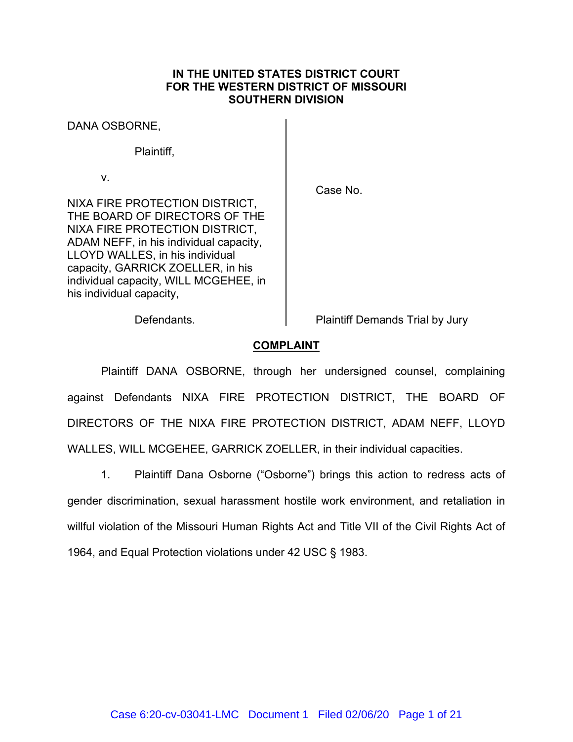**IN THE UNITED STATES DISTRICT COURT**
**FOR THE WESTERN DISTRICT OF MISSOURI**
**SOUTHERN DIVISION**

| | |
|---|---|
| DANA OSBORNE,<br><br>Plaintiff,<br><br>v.<br><br>NIXA FIRE PROTECTION DISTRICT, THE BOARD OF DIRECTORS OF THE NIXA FIRE PROTECTION DISTRICT, ADAM NEFF, in his individual capacity, LLOYD WALLES, in his individual capacity, GARRICK ZOELLER, in his individual capacity, WILL MCGEHEE, in his individual capacity,<br><br>Defendants. | Case No.<br><br>Plaintiff Demands Trial by Jury |

## COMPLAINT

Plaintiff DANA OSBORNE, through her undersigned counsel, complaining against Defendants NIXA FIRE PROTECTION DISTRICT, THE BOARD OF DIRECTORS OF THE NIXA FIRE PROTECTION DISTRICT, ADAM NEFF, LLOYD WALLES, WILL MCGEHEE, GARRICK ZOELLER, in their individual capacities.

1. Plaintiff Dana Osborne ("Osborne") brings this action to redress acts of gender discrimination, sexual harassment hostile work environment, and retaliation in willful violation of the Missouri Human Rights Act and Title VII of the Civil Rights Act of 1964, and Equal Protection violations under 42 USC § 1983.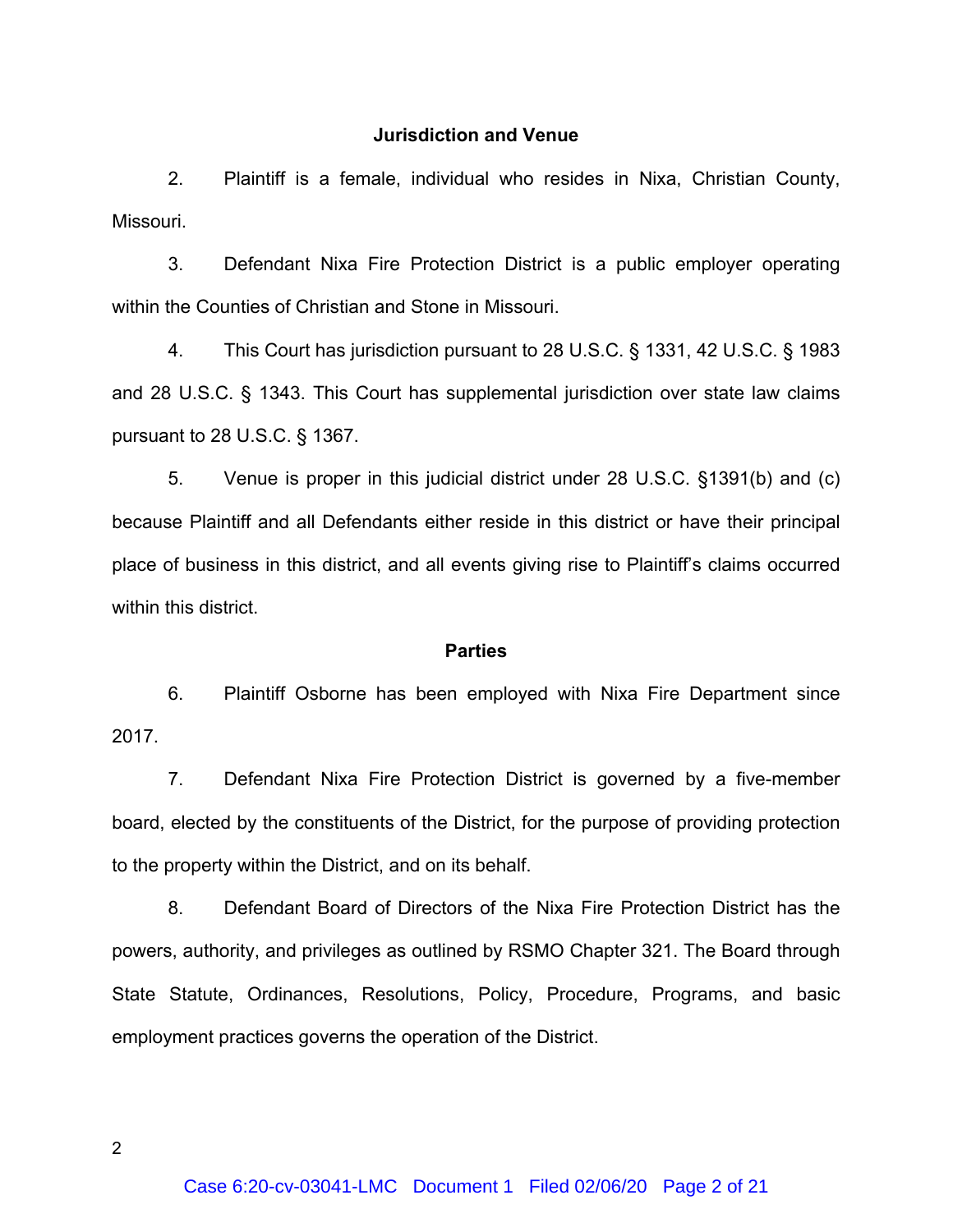## Jurisdiction and Venue

2. Plaintiff is a female, individual who resides in Nixa, Christian County, Missouri.

3. Defendant Nixa Fire Protection District is a public employer operating within the Counties of Christian and Stone in Missouri.

4. This Court has jurisdiction pursuant to 28 U.S.C. § 1331, 42 U.S.C. § 1983 and 28 U.S.C. § 1343. This Court has supplemental jurisdiction over state law claims pursuant to 28 U.S.C. § 1367.

5. Venue is proper in this judicial district under 28 U.S.C. §1391(b) and (c) because Plaintiff and all Defendants either reside in this district or have their principal place of business in this district, and all events giving rise to Plaintiff's claims occurred within this district.

## Parties

6. Plaintiff Osborne has been employed with Nixa Fire Department since 2017.

7. Defendant Nixa Fire Protection District is governed by a five-member board, elected by the constituents of the District, for the purpose of providing protection to the property within the District, and on its behalf.

8. Defendant Board of Directors of the Nixa Fire Protection District has the powers, authority, and privileges as outlined by RSMO Chapter 321. The Board through State Statute, Ordinances, Resolutions, Policy, Procedure, Programs, and basic employment practices governs the operation of the District.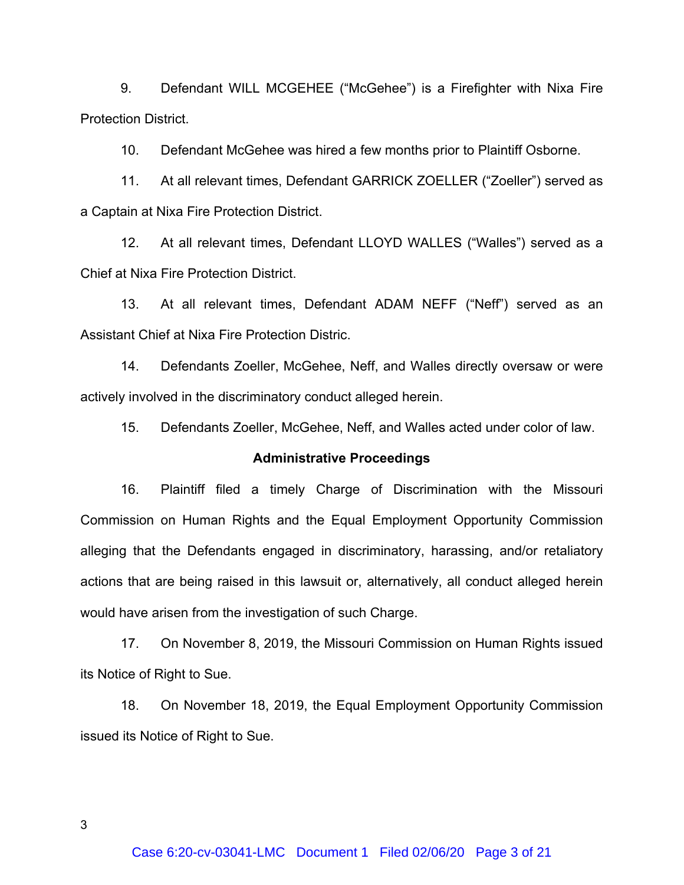9. Defendant WILL MCGEHEE ("McGehee") is a Firefighter with Nixa Fire Protection District.

10. Defendant McGehee was hired a few months prior to Plaintiff Osborne.

11. At all relevant times, Defendant GARRICK ZOELLER ("Zoeller") served as a Captain at Nixa Fire Protection District.

12. At all relevant times, Defendant LLOYD WALLES ("Walles") served as a Chief at Nixa Fire Protection District.

13. At all relevant times, Defendant ADAM NEFF ("Neff") served as an Assistant Chief at Nixa Fire Protection Distric.

14. Defendants Zoeller, McGehee, Neff, and Walles directly oversaw or were actively involved in the discriminatory conduct alleged herein.

15. Defendants Zoeller, McGehee, Neff, and Walles acted under color of law.

**Administrative Proceedings**

16. Plaintiff filed a timely Charge of Discrimination with the Missouri Commission on Human Rights and the Equal Employment Opportunity Commission alleging that the Defendants engaged in discriminatory, harassing, and/or retaliatory actions that are being raised in this lawsuit or, alternatively, all conduct alleged herein would have arisen from the investigation of such Charge.

17. On November 8, 2019, the Missouri Commission on Human Rights issued its Notice of Right to Sue.

18. On November 18, 2019, the Equal Employment Opportunity Commission issued its Notice of Right to Sue.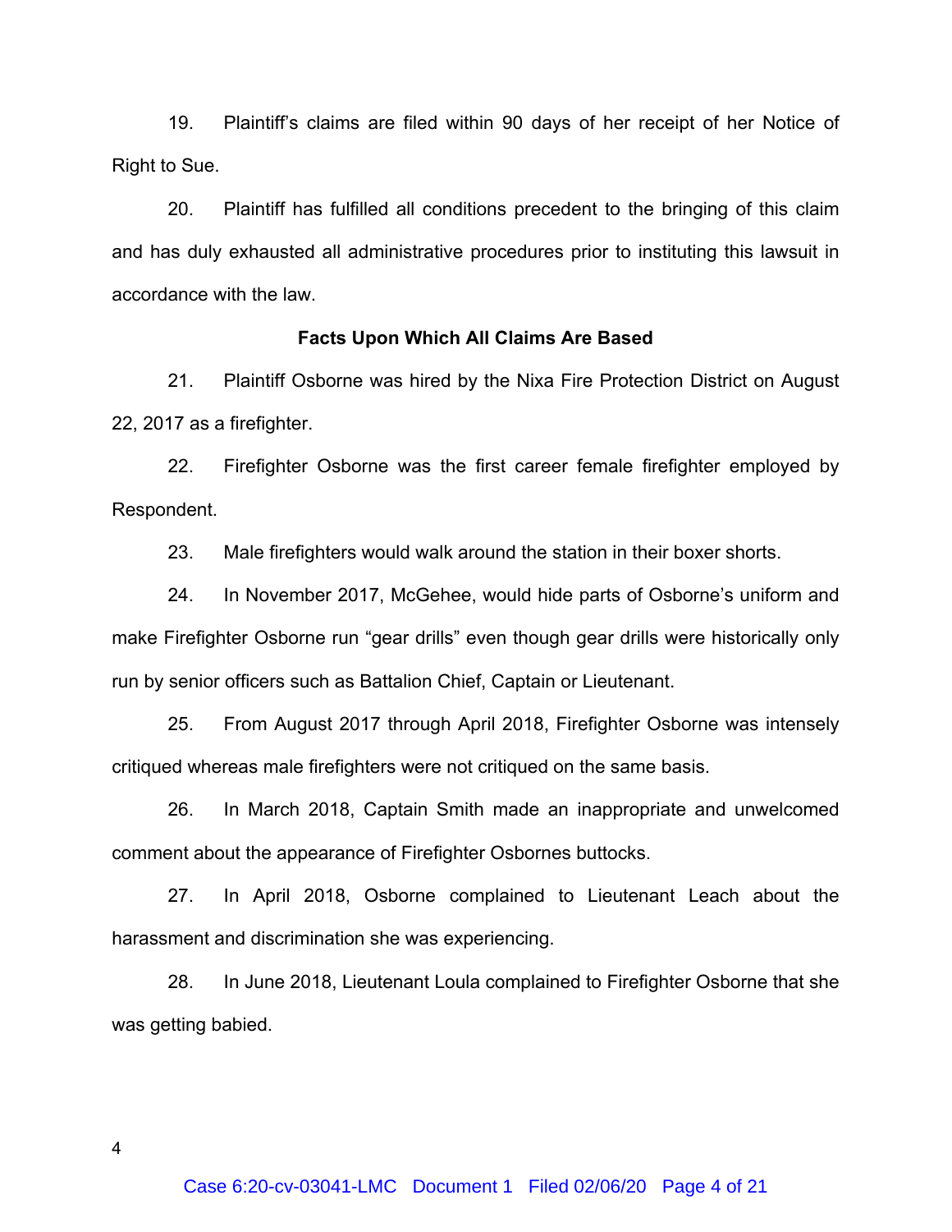19. Plaintiff's claims are filed within 90 days of her receipt of her Notice of Right to Sue.

20. Plaintiff has fulfilled all conditions precedent to the bringing of this claim and has duly exhausted all administrative procedures prior to instituting this lawsuit in accordance with the law.

**Facts Upon Which All Claims Are Based**

21. Plaintiff Osborne was hired by the Nixa Fire Protection District on August 22, 2017 as a firefighter.

22. Firefighter Osborne was the first career female firefighter employed by Respondent.

23. Male firefighters would walk around the station in their boxer shorts.

24. In November 2017, McGehee, would hide parts of Osborne's uniform and make Firefighter Osborne run "gear drills" even though gear drills were historically only run by senior officers such as Battalion Chief, Captain or Lieutenant.

25. From August 2017 through April 2018, Firefighter Osborne was intensely critiqued whereas male firefighters were not critiqued on the same basis.

26. In March 2018, Captain Smith made an inappropriate and unwelcomed comment about the appearance of Firefighter Osbornes buttocks.

27. In April 2018, Osborne complained to Lieutenant Leach about the harassment and discrimination she was experiencing.

28. In June 2018, Lieutenant Loula complained to Firefighter Osborne that she was getting babied.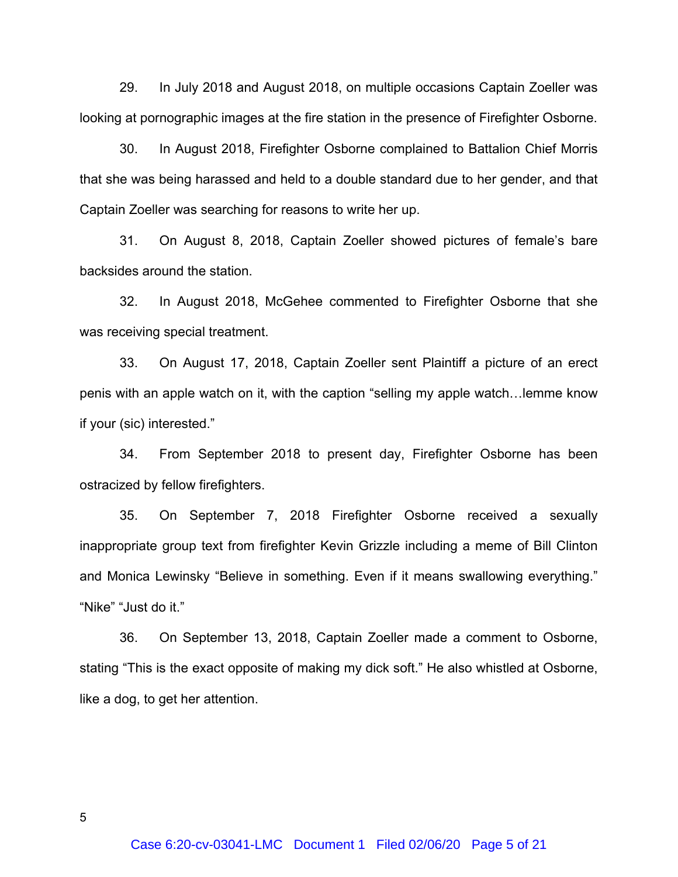29. In July 2018 and August 2018, on multiple occasions Captain Zoeller was looking at pornographic images at the fire station in the presence of Firefighter Osborne.

30. In August 2018, Firefighter Osborne complained to Battalion Chief Morris that she was being harassed and held to a double standard due to her gender, and that Captain Zoeller was searching for reasons to write her up.

31. On August 8, 2018, Captain Zoeller showed pictures of female's bare backsides around the station.

32. In August 2018, McGehee commented to Firefighter Osborne that she was receiving special treatment.

33. On August 17, 2018, Captain Zoeller sent Plaintiff a picture of an erect penis with an apple watch on it, with the caption "selling my apple watch…lemme know if your (sic) interested."

34. From September 2018 to present day, Firefighter Osborne has been ostracized by fellow firefighters.

35. On September 7, 2018 Firefighter Osborne received a sexually inappropriate group text from firefighter Kevin Grizzle including a meme of Bill Clinton and Monica Lewinsky "Believe in something. Even if it means swallowing everything." "Nike" "Just do it."

36. On September 13, 2018, Captain Zoeller made a comment to Osborne, stating "This is the exact opposite of making my dick soft." He also whistled at Osborne, like a dog, to get her attention.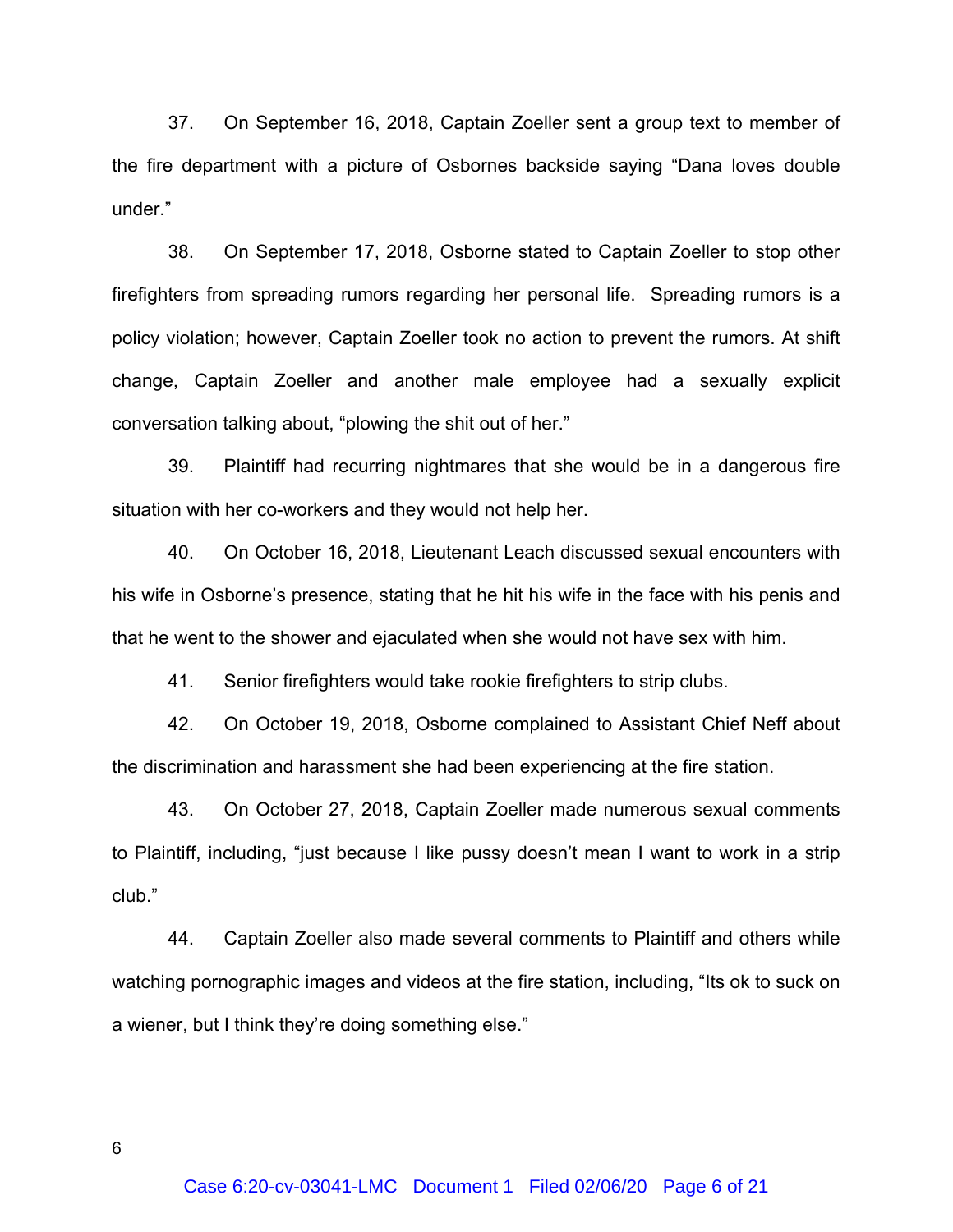37. On September 16, 2018, Captain Zoeller sent a group text to member of the fire department with a picture of Osbornes backside saying "Dana loves double under."

38. On September 17, 2018, Osborne stated to Captain Zoeller to stop other firefighters from spreading rumors regarding her personal life. Spreading rumors is a policy violation; however, Captain Zoeller took no action to prevent the rumors. At shift change, Captain Zoeller and another male employee had a sexually explicit conversation talking about, "plowing the shit out of her."

39. Plaintiff had recurring nightmares that she would be in a dangerous fire situation with her co-workers and they would not help her.

40. On October 16, 2018, Lieutenant Leach discussed sexual encounters with his wife in Osborne's presence, stating that he hit his wife in the face with his penis and that he went to the shower and ejaculated when she would not have sex with him.

41. Senior firefighters would take rookie firefighters to strip clubs.

42. On October 19, 2018, Osborne complained to Assistant Chief Neff about the discrimination and harassment she had been experiencing at the fire station.

43. On October 27, 2018, Captain Zoeller made numerous sexual comments to Plaintiff, including, "just because I like pussy doesn't mean I want to work in a strip club."

44. Captain Zoeller also made several comments to Plaintiff and others while watching pornographic images and videos at the fire station, including, "Its ok to suck on a wiener, but I think they're doing something else."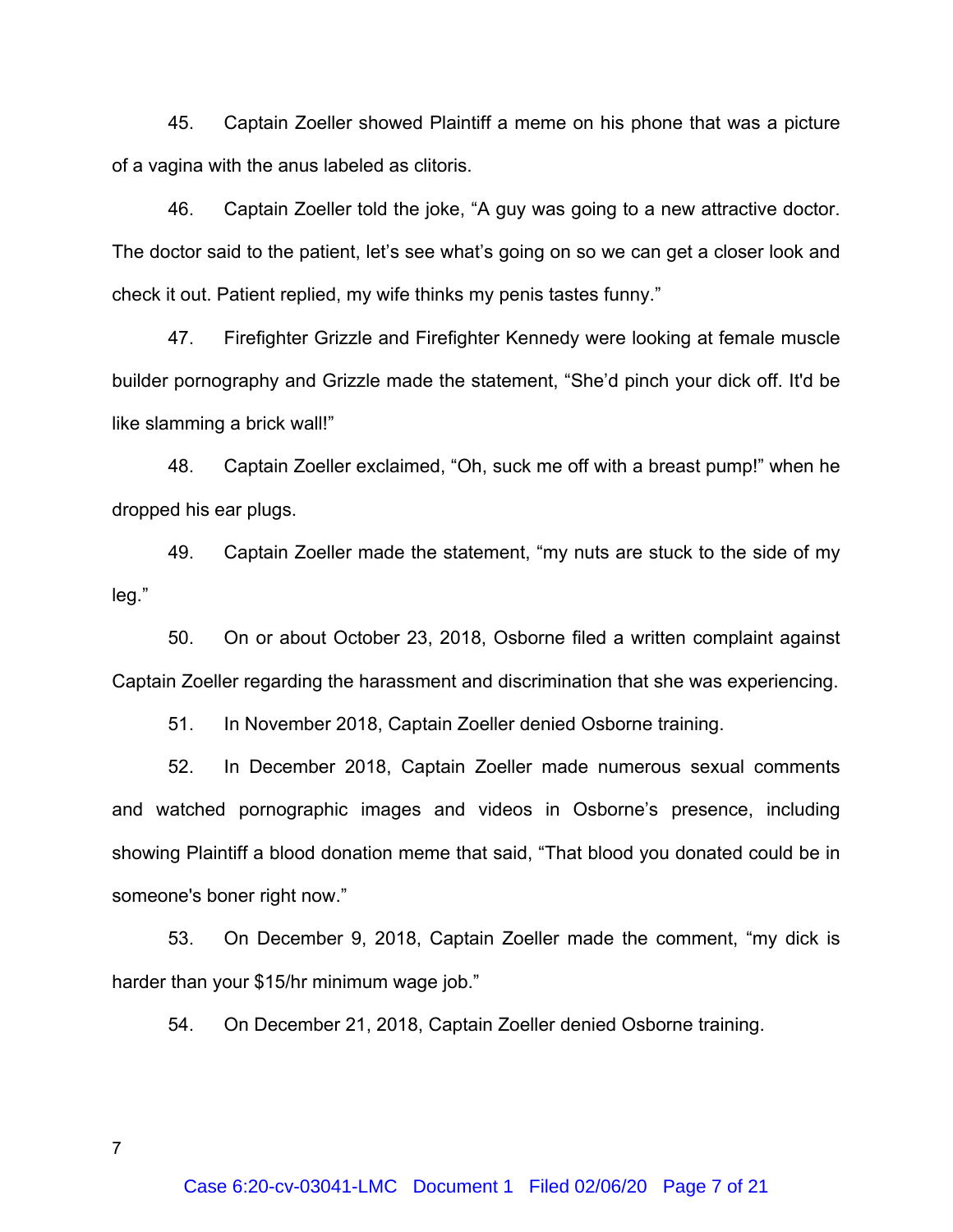45. Captain Zoeller showed Plaintiff a meme on his phone that was a picture of a vagina with the anus labeled as clitoris.

46. Captain Zoeller told the joke, "A guy was going to a new attractive doctor. The doctor said to the patient, let's see what's going on so we can get a closer look and check it out. Patient replied, my wife thinks my penis tastes funny."

47. Firefighter Grizzle and Firefighter Kennedy were looking at female muscle builder pornography and Grizzle made the statement, "She'd pinch your dick off. It'd be like slamming a brick wall!"

48. Captain Zoeller exclaimed, "Oh, suck me off with a breast pump!" when he dropped his ear plugs.

49. Captain Zoeller made the statement, "my nuts are stuck to the side of my leg."

50. On or about October 23, 2018, Osborne filed a written complaint against Captain Zoeller regarding the harassment and discrimination that she was experiencing.

51. In November 2018, Captain Zoeller denied Osborne training.

52. In December 2018, Captain Zoeller made numerous sexual comments and watched pornographic images and videos in Osborne's presence, including showing Plaintiff a blood donation meme that said, "That blood you donated could be in someone's boner right now."

53. On December 9, 2018, Captain Zoeller made the comment, "my dick is harder than your $15/hr minimum wage job."

54. On December 21, 2018, Captain Zoeller denied Osborne training.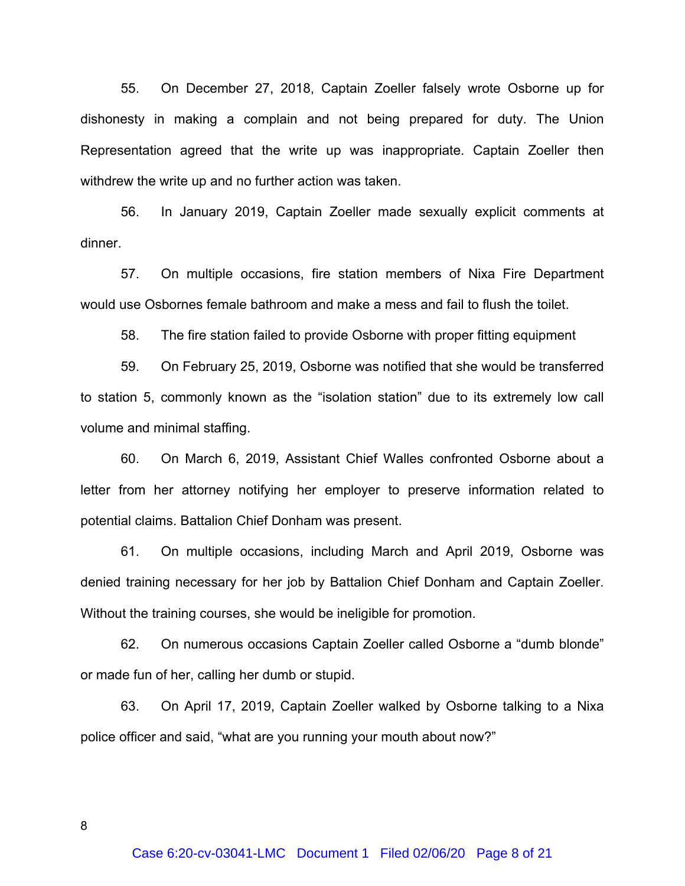55. On December 27, 2018, Captain Zoeller falsely wrote Osborne up for dishonesty in making a complain and not being prepared for duty. The Union Representation agreed that the write up was inappropriate. Captain Zoeller then withdrew the write up and no further action was taken.

56. In January 2019, Captain Zoeller made sexually explicit comments at dinner.

57. On multiple occasions, fire station members of Nixa Fire Department would use Osbornes female bathroom and make a mess and fail to flush the toilet.

58. The fire station failed to provide Osborne with proper fitting equipment

59. On February 25, 2019, Osborne was notified that she would be transferred to station 5, commonly known as the "isolation station" due to its extremely low call volume and minimal staffing.

60. On March 6, 2019, Assistant Chief Walles confronted Osborne about a letter from her attorney notifying her employer to preserve information related to potential claims. Battalion Chief Donham was present.

61. On multiple occasions, including March and April 2019, Osborne was denied training necessary for her job by Battalion Chief Donham and Captain Zoeller. Without the training courses, she would be ineligible for promotion.

62. On numerous occasions Captain Zoeller called Osborne a "dumb blonde" or made fun of her, calling her dumb or stupid.

63. On April 17, 2019, Captain Zoeller walked by Osborne talking to a Nixa police officer and said, "what are you running your mouth about now?"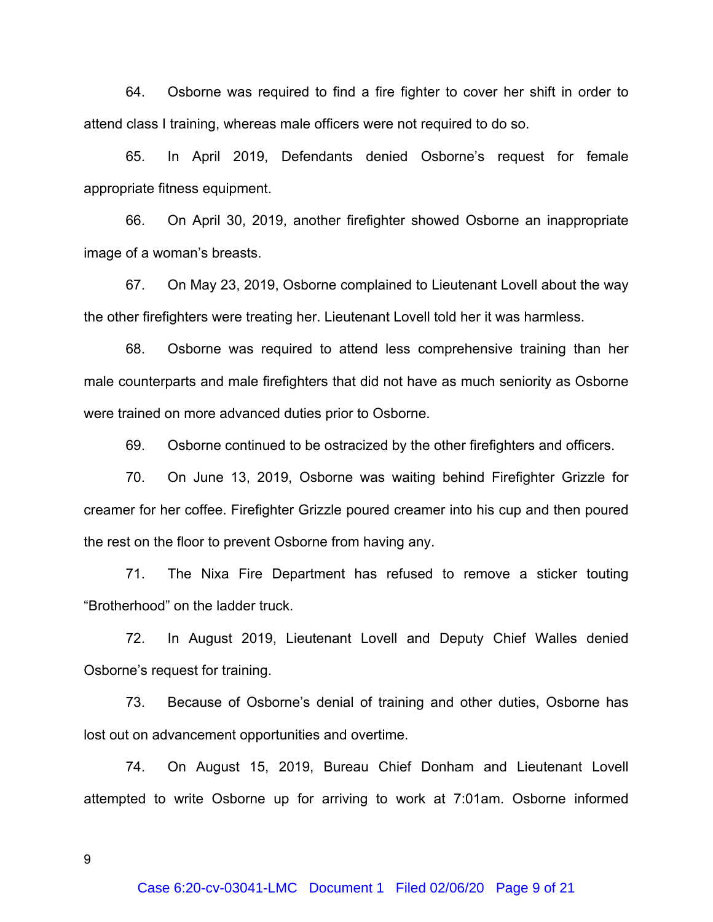64. Osborne was required to find a fire fighter to cover her shift in order to attend class I training, whereas male officers were not required to do so.

65. In April 2019, Defendants denied Osborne's request for female appropriate fitness equipment.

66. On April 30, 2019, another firefighter showed Osborne an inappropriate image of a woman's breasts.

67. On May 23, 2019, Osborne complained to Lieutenant Lovell about the way the other firefighters were treating her. Lieutenant Lovell told her it was harmless.

68. Osborne was required to attend less comprehensive training than her male counterparts and male firefighters that did not have as much seniority as Osborne were trained on more advanced duties prior to Osborne.

69. Osborne continued to be ostracized by the other firefighters and officers.

70. On June 13, 2019, Osborne was waiting behind Firefighter Grizzle for creamer for her coffee. Firefighter Grizzle poured creamer into his cup and then poured the rest on the floor to prevent Osborne from having any.

71. The Nixa Fire Department has refused to remove a sticker touting "Brotherhood" on the ladder truck.

72. In August 2019, Lieutenant Lovell and Deputy Chief Walles denied Osborne's request for training.

73. Because of Osborne's denial of training and other duties, Osborne has lost out on advancement opportunities and overtime.

74. On August 15, 2019, Bureau Chief Donham and Lieutenant Lovell attempted to write Osborne up for arriving to work at 7:01am. Osborne informed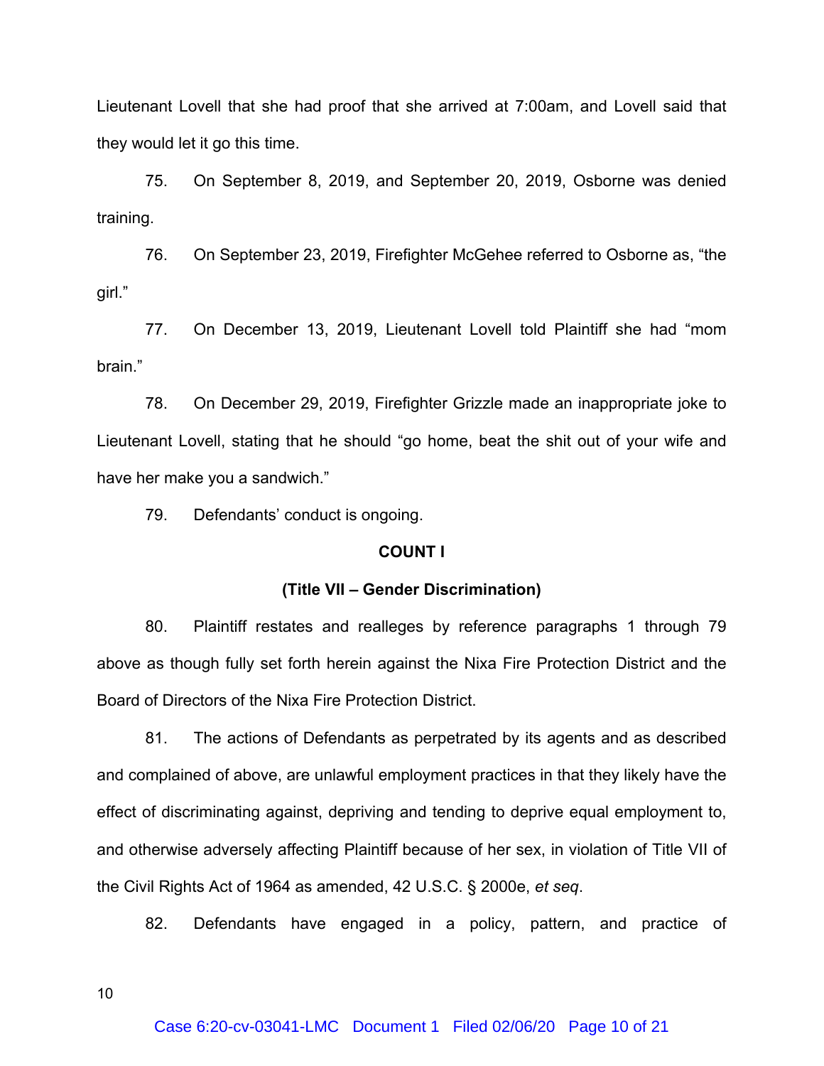Lieutenant Lovell that she had proof that she arrived at 7:00am, and Lovell said that they would let it go this time.

75. On September 8, 2019, and September 20, 2019, Osborne was denied training.

76. On September 23, 2019, Firefighter McGehee referred to Osborne as, "the girl."

77. On December 13, 2019, Lieutenant Lovell told Plaintiff she had "mom brain."

78. On December 29, 2019, Firefighter Grizzle made an inappropriate joke to Lieutenant Lovell, stating that he should "go home, beat the shit out of your wife and have her make you a sandwich."

79. Defendants' conduct is ongoing.

**COUNT I**

**(Title VII – Gender Discrimination)**

80. Plaintiff restates and realleges by reference paragraphs 1 through 79 above as though fully set forth herein against the Nixa Fire Protection District and the Board of Directors of the Nixa Fire Protection District.

81. The actions of Defendants as perpetrated by its agents and as described and complained of above, are unlawful employment practices in that they likely have the effect of discriminating against, depriving and tending to deprive equal employment to, and otherwise adversely affecting Plaintiff because of her sex, in violation of Title VII of the Civil Rights Act of 1964 as amended, 42 U.S.C. § 2000e, *et seq*.

82. Defendants have engaged in a policy, pattern, and practice of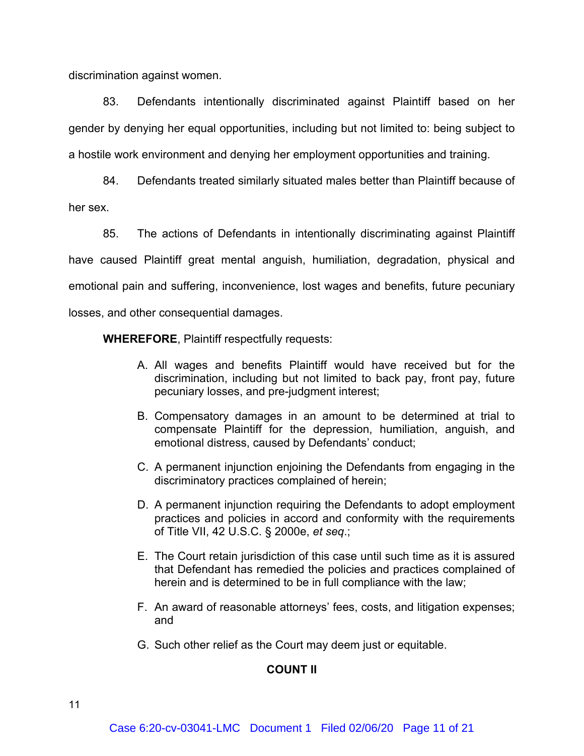discrimination against women.

83. Defendants intentionally discriminated against Plaintiff based on her gender by denying her equal opportunities, including but not limited to: being subject to a hostile work environment and denying her employment opportunities and training.

84. Defendants treated similarly situated males better than Plaintiff because of her sex.

85. The actions of Defendants in intentionally discriminating against Plaintiff have caused Plaintiff great mental anguish, humiliation, degradation, physical and emotional pain and suffering, inconvenience, lost wages and benefits, future pecuniary losses, and other consequential damages.

**WHEREFORE**, Plaintiff respectfully requests:

A. All wages and benefits Plaintiff would have received but for the discrimination, including but not limited to back pay, front pay, future pecuniary losses, and pre-judgment interest;

B. Compensatory damages in an amount to be determined at trial to compensate Plaintiff for the depression, humiliation, anguish, and emotional distress, caused by Defendants' conduct;

C. A permanent injunction enjoining the Defendants from engaging in the discriminatory practices complained of herein;

D. A permanent injunction requiring the Defendants to adopt employment practices and policies in accord and conformity with the requirements of Title VII, 42 U.S.C. § 2000e, *et seq*.;

E. The Court retain jurisdiction of this case until such time as it is assured that Defendant has remedied the policies and practices complained of herein and is determined to be in full compliance with the law;

F. An award of reasonable attorneys' fees, costs, and litigation expenses; and

G. Such other relief as the Court may deem just or equitable.

## COUNT II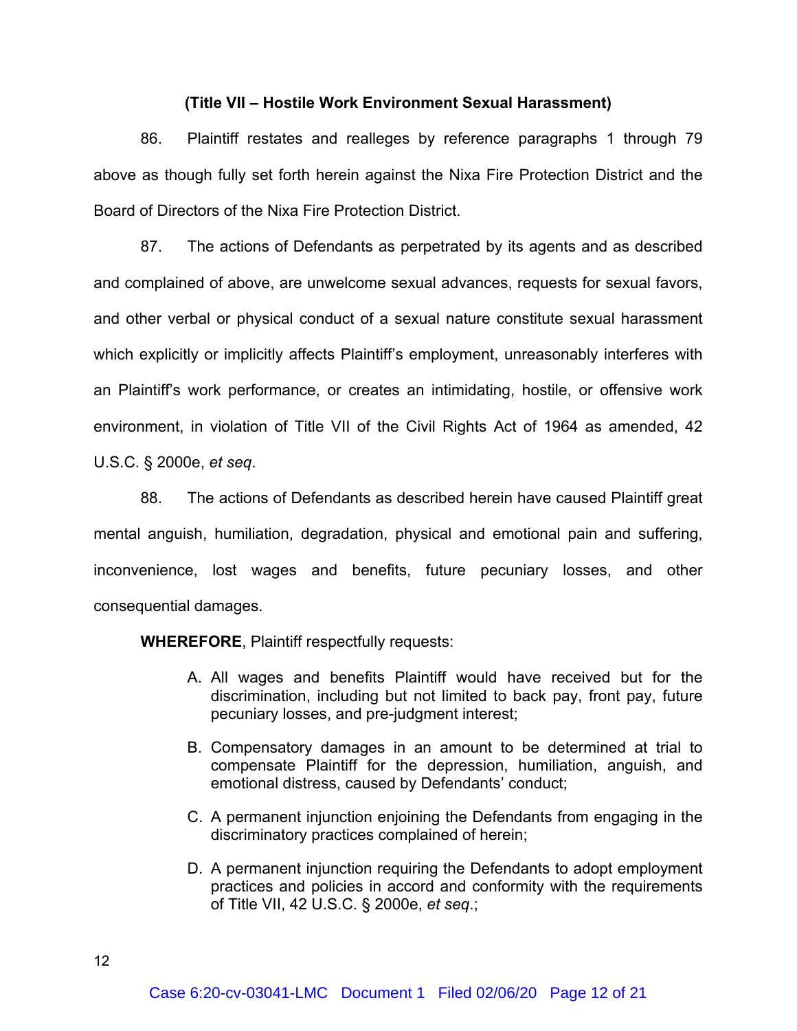**(Title VII – Hostile Work Environment Sexual Harassment)**

86. Plaintiff restates and realleges by reference paragraphs 1 through 79 above as though fully set forth herein against the Nixa Fire Protection District and the Board of Directors of the Nixa Fire Protection District.

87. The actions of Defendants as perpetrated by its agents and as described and complained of above, are unwelcome sexual advances, requests for sexual favors, and other verbal or physical conduct of a sexual nature constitute sexual harassment which explicitly or implicitly affects Plaintiff's employment, unreasonably interferes with an Plaintiff's work performance, or creates an intimidating, hostile, or offensive work environment, in violation of Title VII of the Civil Rights Act of 1964 as amended, 42 U.S.C. § 2000e, *et seq*.

88. The actions of Defendants as described herein have caused Plaintiff great mental anguish, humiliation, degradation, physical and emotional pain and suffering, inconvenience, lost wages and benefits, future pecuniary losses, and other consequential damages.

**WHEREFORE**, Plaintiff respectfully requests:

A. All wages and benefits Plaintiff would have received but for the discrimination, including but not limited to back pay, front pay, future pecuniary losses, and pre-judgment interest;

B. Compensatory damages in an amount to be determined at trial to compensate Plaintiff for the depression, humiliation, anguish, and emotional distress, caused by Defendants' conduct;

C. A permanent injunction enjoining the Defendants from engaging in the discriminatory practices complained of herein;

D. A permanent injunction requiring the Defendants to adopt employment practices and policies in accord and conformity with the requirements of Title VII, 42 U.S.C. § 2000e, *et seq*.;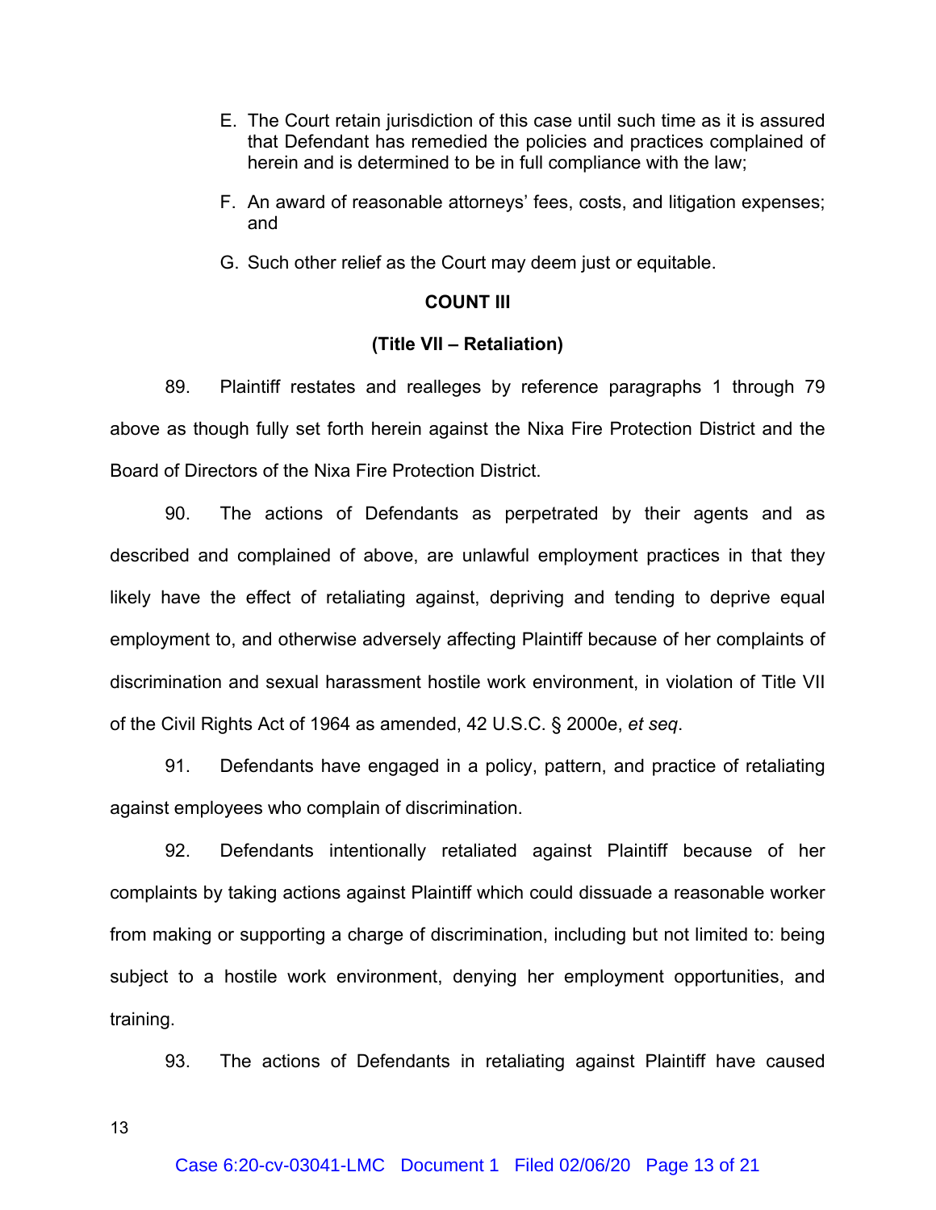E. The Court retain jurisdiction of this case until such time as it is assured that Defendant has remedied the policies and practices complained of herein and is determined to be in full compliance with the law;

F. An award of reasonable attorneys' fees, costs, and litigation expenses; and

G. Such other relief as the Court may deem just or equitable.

**COUNT III**

**(Title VII – Retaliation)**

89. Plaintiff restates and realleges by reference paragraphs 1 through 79 above as though fully set forth herein against the Nixa Fire Protection District and the Board of Directors of the Nixa Fire Protection District.

90. The actions of Defendants as perpetrated by their agents and as described and complained of above, are unlawful employment practices in that they likely have the effect of retaliating against, depriving and tending to deprive equal employment to, and otherwise adversely affecting Plaintiff because of her complaints of discrimination and sexual harassment hostile work environment, in violation of Title VII of the Civil Rights Act of 1964 as amended, 42 U.S.C. § 2000e, *et seq*.

91. Defendants have engaged in a policy, pattern, and practice of retaliating against employees who complain of discrimination.

92. Defendants intentionally retaliated against Plaintiff because of her complaints by taking actions against Plaintiff which could dissuade a reasonable worker from making or supporting a charge of discrimination, including but not limited to: being subject to a hostile work environment, denying her employment opportunities, and training.

93. The actions of Defendants in retaliating against Plaintiff have caused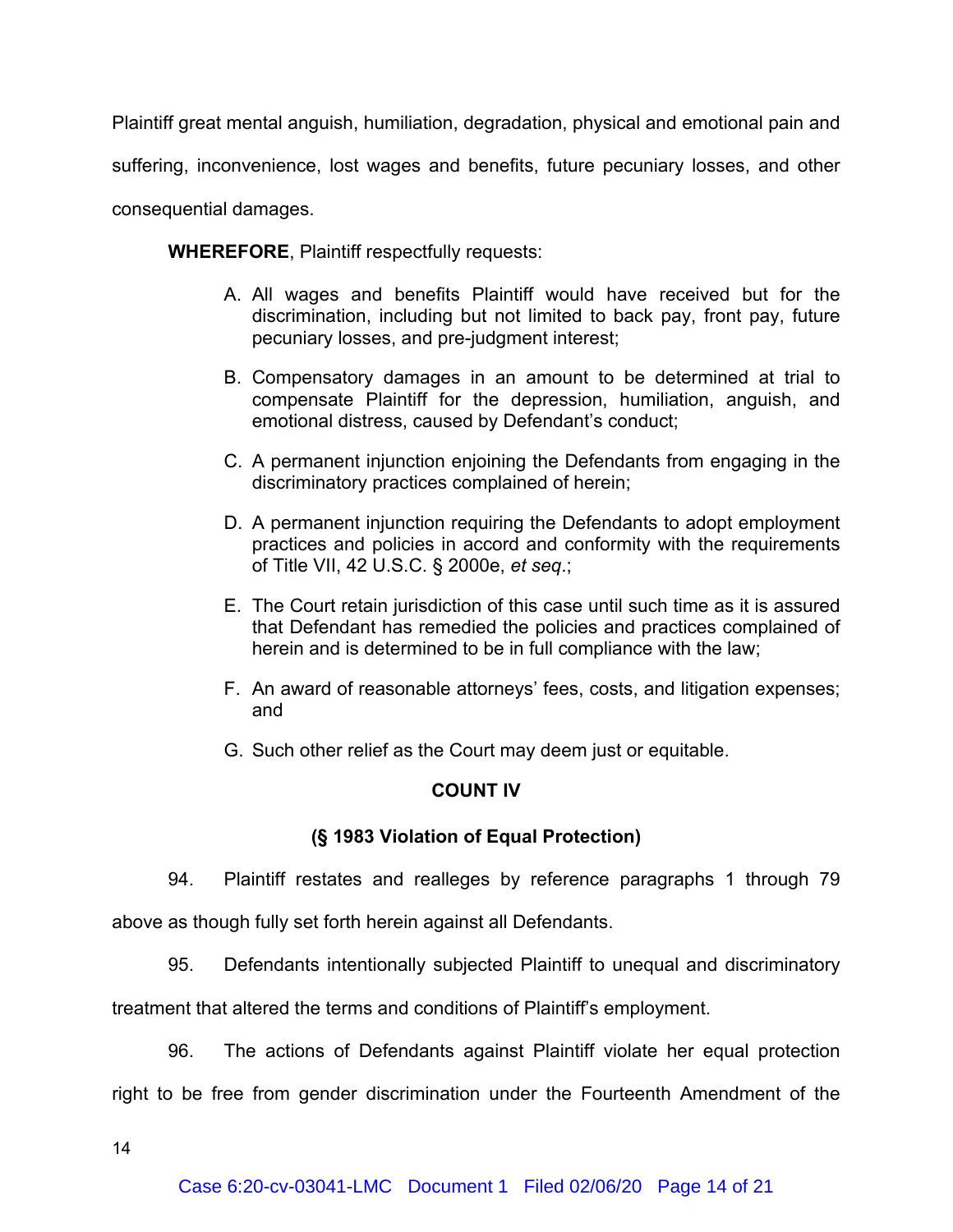Plaintiff great mental anguish, humiliation, degradation, physical and emotional pain and suffering, inconvenience, lost wages and benefits, future pecuniary losses, and other consequential damages.

**WHEREFORE**, Plaintiff respectfully requests:

A. All wages and benefits Plaintiff would have received but for the discrimination, including but not limited to back pay, front pay, future pecuniary losses, and pre-judgment interest;

B. Compensatory damages in an amount to be determined at trial to compensate Plaintiff for the depression, humiliation, anguish, and emotional distress, caused by Defendant's conduct;

C. A permanent injunction enjoining the Defendants from engaging in the discriminatory practices complained of herein;

D. A permanent injunction requiring the Defendants to adopt employment practices and policies in accord and conformity with the requirements of Title VII, 42 U.S.C. § 2000e, *et seq*.;

E. The Court retain jurisdiction of this case until such time as it is assured that Defendant has remedied the policies and practices complained of herein and is determined to be in full compliance with the law;

F. An award of reasonable attorneys' fees, costs, and litigation expenses; and

G. Such other relief as the Court may deem just or equitable.

**COUNT IV**

**(§ 1983 Violation of Equal Protection)**

94. Plaintiff restates and realleges by reference paragraphs 1 through 79 above as though fully set forth herein against all Defendants.

95. Defendants intentionally subjected Plaintiff to unequal and discriminatory treatment that altered the terms and conditions of Plaintiff's employment.

96. The actions of Defendants against Plaintiff violate her equal protection right to be free from gender discrimination under the Fourteenth Amendment of the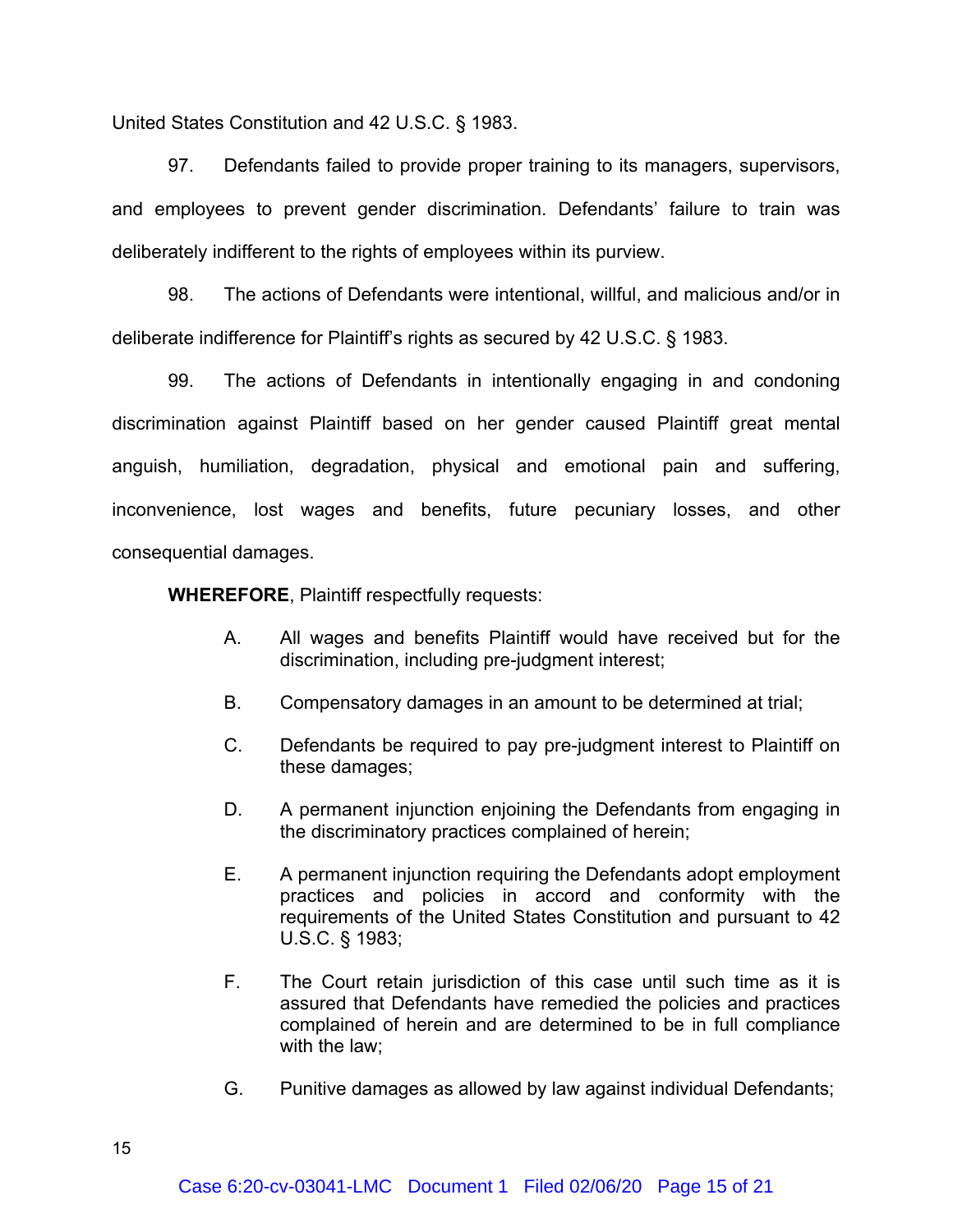United States Constitution and 42 U.S.C. § 1983.

97. Defendants failed to provide proper training to its managers, supervisors, and employees to prevent gender discrimination. Defendants' failure to train was deliberately indifferent to the rights of employees within its purview.

98. The actions of Defendants were intentional, willful, and malicious and/or in deliberate indifference for Plaintiff's rights as secured by 42 U.S.C. § 1983.

99. The actions of Defendants in intentionally engaging in and condoning discrimination against Plaintiff based on her gender caused Plaintiff great mental anguish, humiliation, degradation, physical and emotional pain and suffering, inconvenience, lost wages and benefits, future pecuniary losses, and other consequential damages.

**WHEREFORE**, Plaintiff respectfully requests:

A. All wages and benefits Plaintiff would have received but for the discrimination, including pre-judgment interest;

B. Compensatory damages in an amount to be determined at trial;

C. Defendants be required to pay pre-judgment interest to Plaintiff on these damages;

D. A permanent injunction enjoining the Defendants from engaging in the discriminatory practices complained of herein;

E. A permanent injunction requiring the Defendants adopt employment practices and policies in accord and conformity with the requirements of the United States Constitution and pursuant to 42 U.S.C. § 1983;

F. The Court retain jurisdiction of this case until such time as it is assured that Defendants have remedied the policies and practices complained of herein and are determined to be in full compliance with the law;

G. Punitive damages as allowed by law against individual Defendants;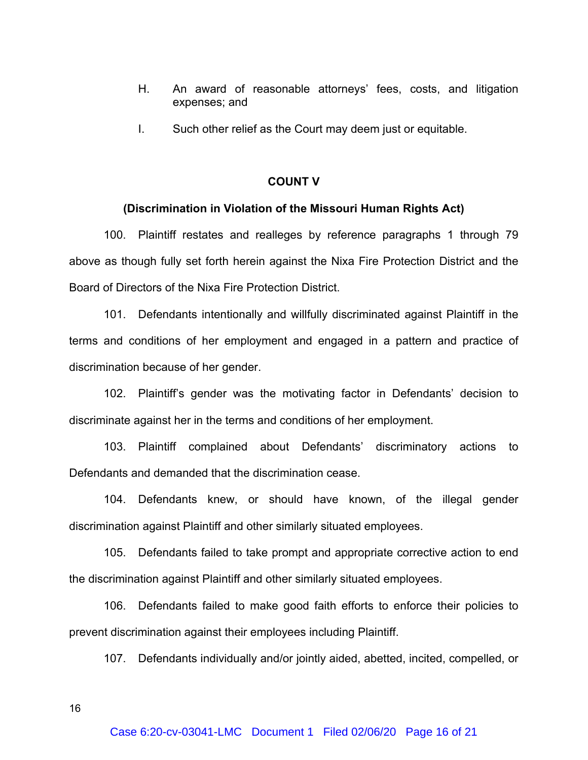H. An award of reasonable attorneys' fees, costs, and litigation expenses; and

I. Such other relief as the Court may deem just or equitable.

**COUNT V**

**(Discrimination in Violation of the Missouri Human Rights Act)**

100. Plaintiff restates and realleges by reference paragraphs 1 through 79 above as though fully set forth herein against the Nixa Fire Protection District and the Board of Directors of the Nixa Fire Protection District.

101. Defendants intentionally and willfully discriminated against Plaintiff in the terms and conditions of her employment and engaged in a pattern and practice of discrimination because of her gender.

102. Plaintiff's gender was the motivating factor in Defendants' decision to discriminate against her in the terms and conditions of her employment.

103. Plaintiff complained about Defendants' discriminatory actions to Defendants and demanded that the discrimination cease.

104. Defendants knew, or should have known, of the illegal gender discrimination against Plaintiff and other similarly situated employees.

105. Defendants failed to take prompt and appropriate corrective action to end the discrimination against Plaintiff and other similarly situated employees.

106. Defendants failed to make good faith efforts to enforce their policies to prevent discrimination against their employees including Plaintiff.

107. Defendants individually and/or jointly aided, abetted, incited, compelled, or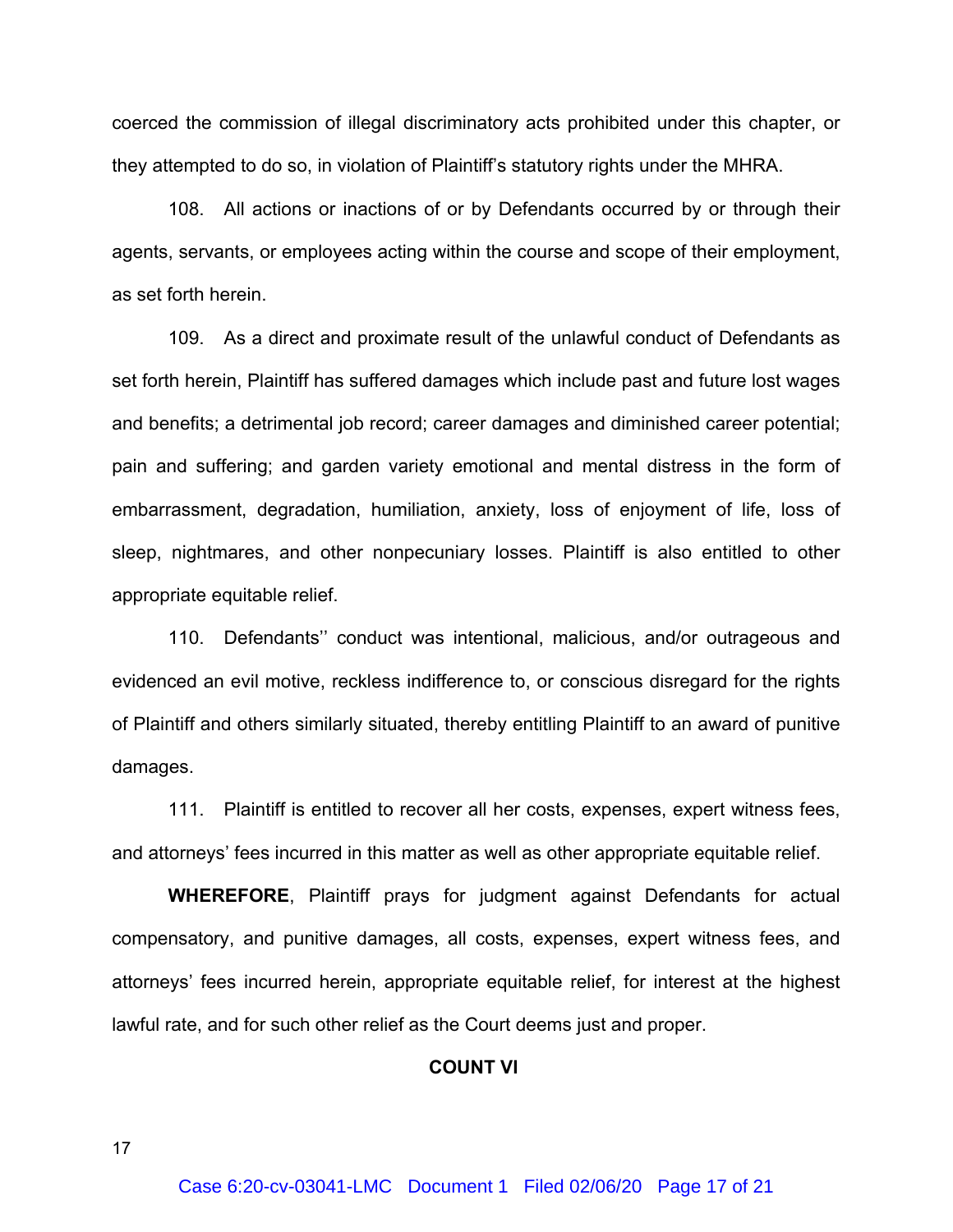coerced the commission of illegal discriminatory acts prohibited under this chapter, or they attempted to do so, in violation of Plaintiff's statutory rights under the MHRA.

108. All actions or inactions of or by Defendants occurred by or through their agents, servants, or employees acting within the course and scope of their employment, as set forth herein.

109. As a direct and proximate result of the unlawful conduct of Defendants as set forth herein, Plaintiff has suffered damages which include past and future lost wages and benefits; a detrimental job record; career damages and diminished career potential; pain and suffering; and garden variety emotional and mental distress in the form of embarrassment, degradation, humiliation, anxiety, loss of enjoyment of life, loss of sleep, nightmares, and other nonpecuniary losses. Plaintiff is also entitled to other appropriate equitable relief.

110. Defendants'' conduct was intentional, malicious, and/or outrageous and evidenced an evil motive, reckless indifference to, or conscious disregard for the rights of Plaintiff and others similarly situated, thereby entitling Plaintiff to an award of punitive damages.

111. Plaintiff is entitled to recover all her costs, expenses, expert witness fees, and attorneys' fees incurred in this matter as well as other appropriate equitable relief.

**WHEREFORE**, Plaintiff prays for judgment against Defendants for actual compensatory, and punitive damages, all costs, expenses, expert witness fees, and attorneys' fees incurred herein, appropriate equitable relief, for interest at the highest lawful rate, and for such other relief as the Court deems just and proper.

**COUNT VI**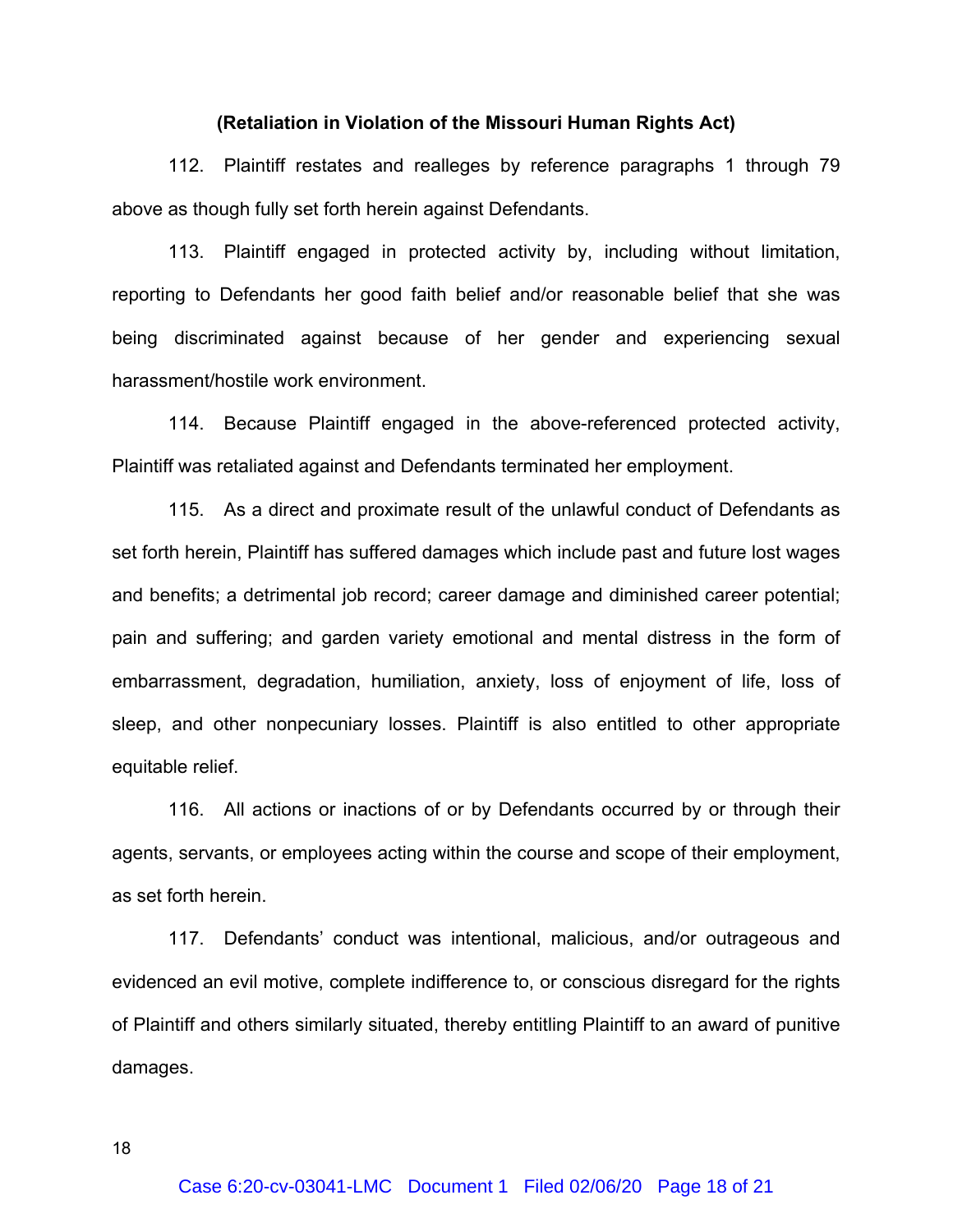**(Retaliation in Violation of the Missouri Human Rights Act)**

112. Plaintiff restates and realleges by reference paragraphs 1 through 79 above as though fully set forth herein against Defendants.

113. Plaintiff engaged in protected activity by, including without limitation, reporting to Defendants her good faith belief and/or reasonable belief that she was being discriminated against because of her gender and experiencing sexual harassment/hostile work environment.

114. Because Plaintiff engaged in the above-referenced protected activity, Plaintiff was retaliated against and Defendants terminated her employment.

115. As a direct and proximate result of the unlawful conduct of Defendants as set forth herein, Plaintiff has suffered damages which include past and future lost wages and benefits; a detrimental job record; career damage and diminished career potential; pain and suffering; and garden variety emotional and mental distress in the form of embarrassment, degradation, humiliation, anxiety, loss of enjoyment of life, loss of sleep, and other nonpecuniary losses. Plaintiff is also entitled to other appropriate equitable relief.

116. All actions or inactions of or by Defendants occurred by or through their agents, servants, or employees acting within the course and scope of their employment, as set forth herein.

117. Defendants' conduct was intentional, malicious, and/or outrageous and evidenced an evil motive, complete indifference to, or conscious disregard for the rights of Plaintiff and others similarly situated, thereby entitling Plaintiff to an award of punitive damages.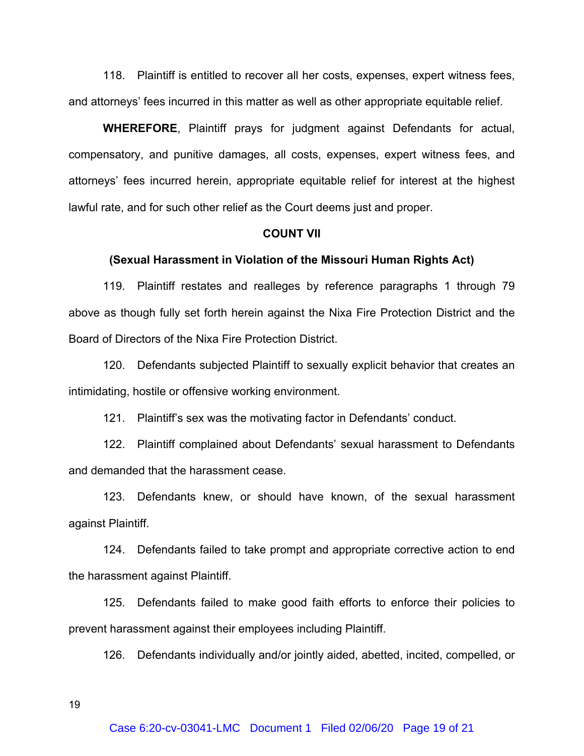118. Plaintiff is entitled to recover all her costs, expenses, expert witness fees, and attorneys' fees incurred in this matter as well as other appropriate equitable relief.

**WHEREFORE**, Plaintiff prays for judgment against Defendants for actual, compensatory, and punitive damages, all costs, expenses, expert witness fees, and attorneys' fees incurred herein, appropriate equitable relief for interest at the highest lawful rate, and for such other relief as the Court deems just and proper.

**COUNT VII**

**(Sexual Harassment in Violation of the Missouri Human Rights Act)**

119. Plaintiff restates and realleges by reference paragraphs 1 through 79 above as though fully set forth herein against the Nixa Fire Protection District and the Board of Directors of the Nixa Fire Protection District.

120. Defendants subjected Plaintiff to sexually explicit behavior that creates an intimidating, hostile or offensive working environment.

121. Plaintiff's sex was the motivating factor in Defendants' conduct.

122. Plaintiff complained about Defendants' sexual harassment to Defendants and demanded that the harassment cease.

123. Defendants knew, or should have known, of the sexual harassment against Plaintiff.

124. Defendants failed to take prompt and appropriate corrective action to end the harassment against Plaintiff.

125. Defendants failed to make good faith efforts to enforce their policies to prevent harassment against their employees including Plaintiff.

126. Defendants individually and/or jointly aided, abetted, incited, compelled, or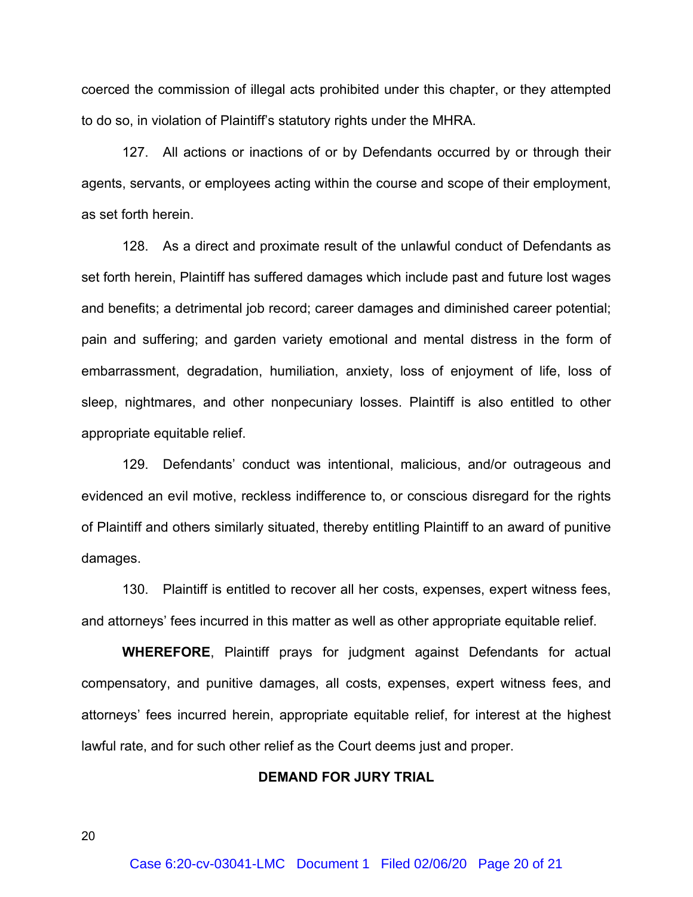coerced the commission of illegal acts prohibited under this chapter, or they attempted to do so, in violation of Plaintiff's statutory rights under the MHRA.

127. All actions or inactions of or by Defendants occurred by or through their agents, servants, or employees acting within the course and scope of their employment, as set forth herein.

128. As a direct and proximate result of the unlawful conduct of Defendants as set forth herein, Plaintiff has suffered damages which include past and future lost wages and benefits; a detrimental job record; career damages and diminished career potential; pain and suffering; and garden variety emotional and mental distress in the form of embarrassment, degradation, humiliation, anxiety, loss of enjoyment of life, loss of sleep, nightmares, and other nonpecuniary losses. Plaintiff is also entitled to other appropriate equitable relief.

129. Defendants' conduct was intentional, malicious, and/or outrageous and evidenced an evil motive, reckless indifference to, or conscious disregard for the rights of Plaintiff and others similarly situated, thereby entitling Plaintiff to an award of punitive damages.

130. Plaintiff is entitled to recover all her costs, expenses, expert witness fees, and attorneys' fees incurred in this matter as well as other appropriate equitable relief.

**WHEREFORE**, Plaintiff prays for judgment against Defendants for actual compensatory, and punitive damages, all costs, expenses, expert witness fees, and attorneys' fees incurred herein, appropriate equitable relief, for interest at the highest lawful rate, and for such other relief as the Court deems just and proper.

**DEMAND FOR JURY TRIAL**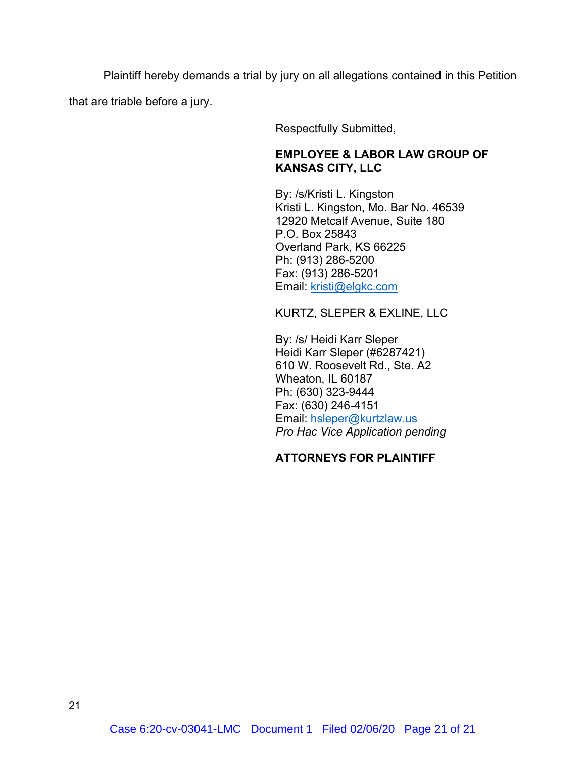Plaintiff hereby demands a trial by jury on all allegations contained in this Petition that are triable before a jury.

Respectfully Submitted,

**EMPLOYEE & LABOR LAW GROUP OF KANSAS CITY, LLC**

By: /s/Kristi L. Kingston
Kristi L. Kingston, Mo. Bar No. 46539
12920 Metcalf Avenue, Suite 180
P.O. Box 25843
Overland Park, KS 66225
Ph: (913) 286-5200
Fax: (913) 286-5201
Email: kristi@elgkc.com

KURTZ, SLEPER & EXLINE, LLC

By: /s/ Heidi Karr Sleper
Heidi Karr Sleper (#6287421)
610 W. Roosevelt Rd., Ste. A2
Wheaton, IL 60187
Ph: (630) 323-9444
Fax: (630) 246-4151
Email: hsleper@kurtzlaw.us
*Pro Hac Vice Application pending*

**ATTORNEYS FOR PLAINTIFF**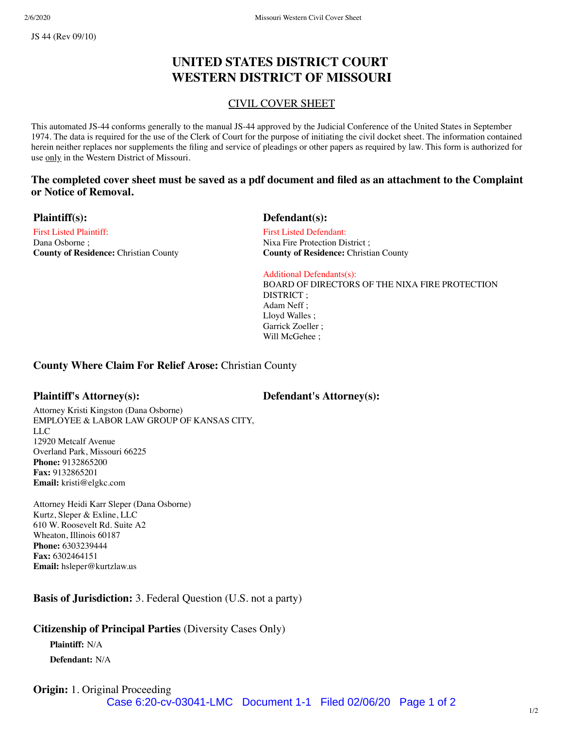JS 44 (Rev 09/10)

# UNITED STATES DISTRICT COURT
# WESTERN DISTRICT OF MISSOURI

## CIVIL COVER SHEET

This automated JS-44 conforms generally to the manual JS-44 approved by the Judicial Conference of the United States in September 1974. The data is required for the use of the Clerk of Court for the purpose of initiating the civil docket sheet. The information contained herein neither replaces nor supplements the filing and service of pleadings or other papers as required by law. This form is authorized for use only in the Western District of Missouri.

**The completed cover sheet must be saved as a pdf document and filed as an attachment to the Complaint or Notice of Removal.**

### Plaintiff(s):

First Listed Plaintiff:
Dana Osborne ;
**County of Residence:** Christian County

### Defendant(s):

First Listed Defendant:
Nixa Fire Protection District ;
**County of Residence:** Christian County

Additional Defendants(s):
BOARD OF DIRECTORS OF THE NIXA FIRE PROTECTION DISTRICT ;
Adam Neff ;
Lloyd Walles ;
Garrick Zoeller ;
Will McGehee ;

**County Where Claim For Relief Arose:** Christian County

### Plaintiff's Attorney(s):

Attorney Kristi Kingston (Dana Osborne)
EMPLOYEE & LABOR LAW GROUP OF KANSAS CITY, LLC
12920 Metcalf Avenue
Overland Park, Missouri 66225
**Phone:** 9132865200
**Fax:** 9132865201
**Email:** kristi@elgkc.com

Attorney Heidi Karr Sleper (Dana Osborne)
Kurtz, Sleper & Exline, LLC
610 W. Roosevelt Rd. Suite A2
Wheaton, Illinois 60187
**Phone:** 6303239444
**Fax:** 6302464151
**Email:** hsleper@kurtzlaw.us

### Defendant's Attorney(s):

**Basis of Jurisdiction:** 3. Federal Question (U.S. not a party)

**Citizenship of Principal Parties** (Diversity Cases Only)

**Plaintiff:** N/A

**Defendant:** N/A

**Origin:** 1. Original Proceeding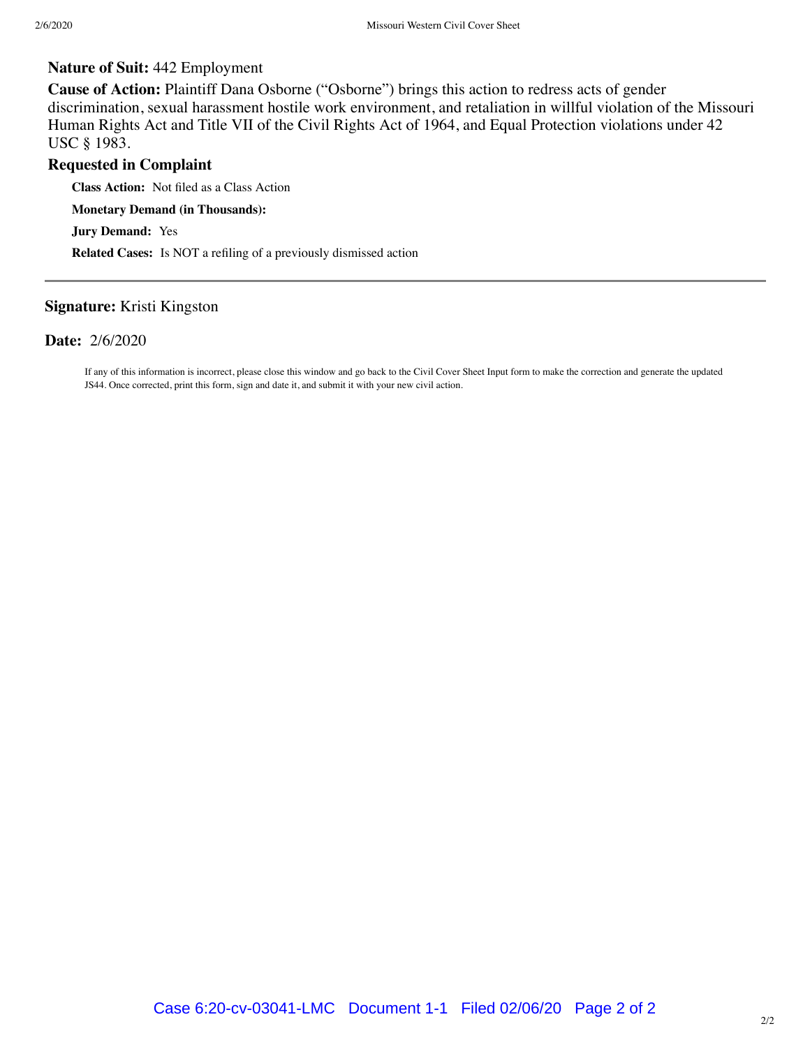**Nature of Suit:** 442 Employment

**Cause of Action:** Plaintiff Dana Osborne ("Osborne") brings this action to redress acts of gender discrimination, sexual harassment hostile work environment, and retaliation in willful violation of the Missouri Human Rights Act and Title VII of the Civil Rights Act of 1964, and Equal Protection violations under 42 USC § 1983.

**Requested in Complaint**

**Class Action:** Not filed as a Class Action

**Monetary Demand (in Thousands):**

**Jury Demand:** Yes

**Related Cases:** Is NOT a refiling of a previously dismissed action

---

**Signature:** Kristi Kingston

**Date:** 2/6/2020

If any of this information is incorrect, please close this window and go back to the Civil Cover Sheet Input form to make the correction and generate the updated JS44. Once corrected, print this form, sign and date it, and submit it with your new civil action.